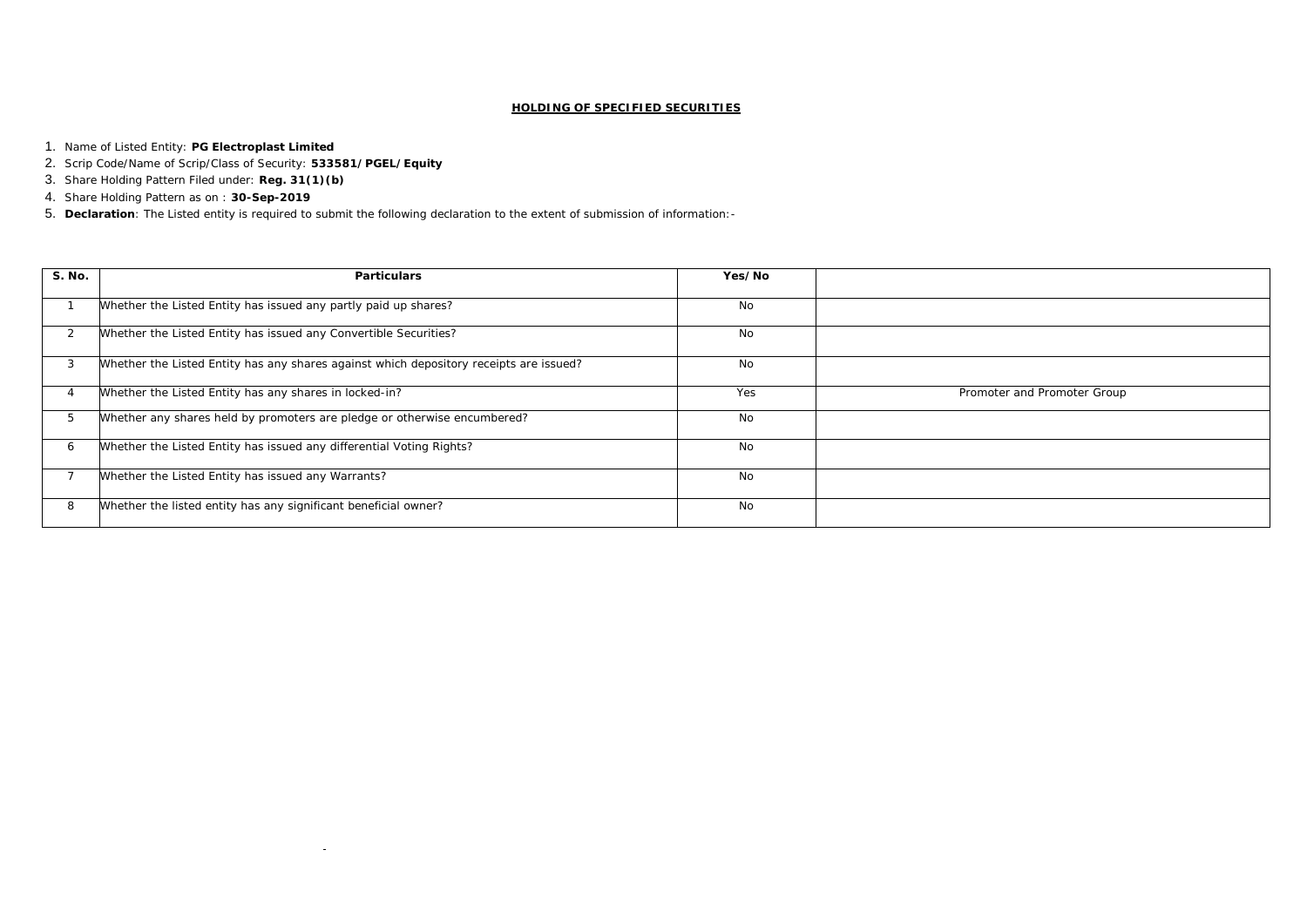## HOLDING OF SPECIFIED SECURITIES

1. Name of Listed Entity: **PG Electroplast Limited**
2. Scrip Code/Name of Scrip/Class of Security: **533581/PGEL/Equity**
3. Share Holding Pattern Filed under: **Reg. 31(1)(b)**
4. Share Holding Pattern as on : **30-Sep-2019**
5. **Declaration**: The Listed entity is required to submit the following declaration to the extent of submission of information:-

| S. No. | Particulars | Yes/No | |
|---|---|---|---|
| 1 | Whether the Listed Entity has issued any partly paid up shares? | No | |
| 2 | Whether the Listed Entity has issued any Convertible Securities? | No | |
| 3 | Whether the Listed Entity has any shares against which depository receipts are issued? | No | |
| 4 | Whether the Listed Entity has any shares in locked-in? | Yes | Promoter and Promoter Group |
| 5 | Whether any shares held by promoters are pledge or otherwise encumbered? | No | |
| 6 | Whether the Listed Entity has issued any differential Voting Rights? | No | |
| 7 | Whether the Listed Entity has issued any Warrants? | No | |
| 8 | Whether the listed entity has any significant beneficial owner? | No | |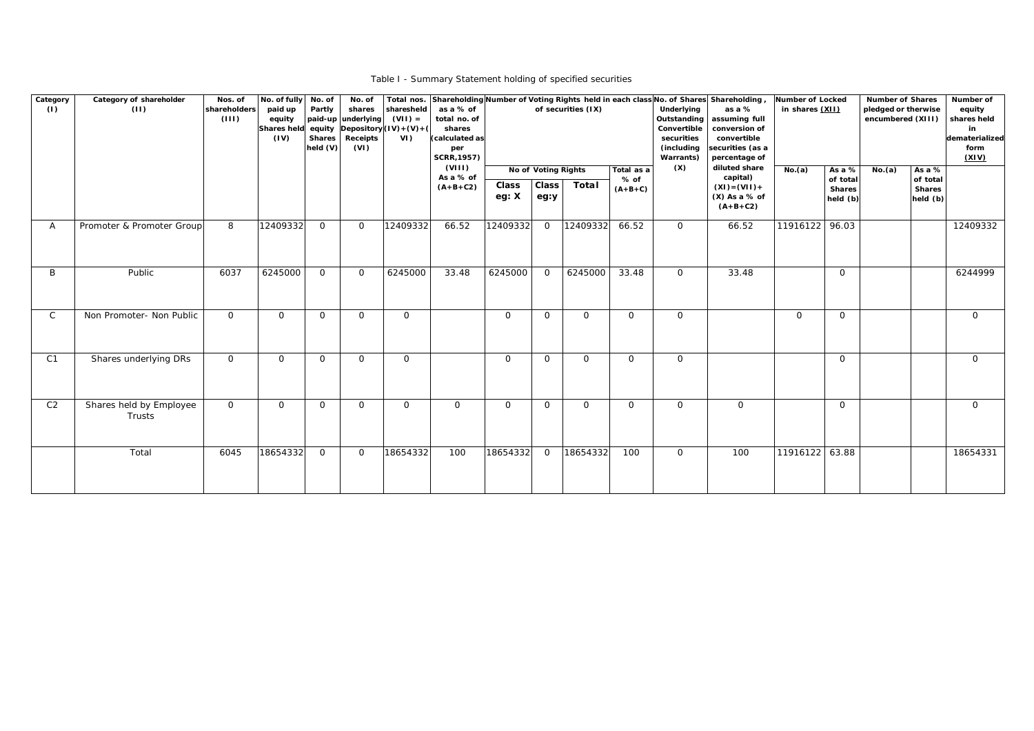Table I - Summary Statement holding of specified securities

| Category (I) | Category of shareholder (II) | Nos. of shareholders (III) | No. of fully paid up equity Shares held (IV) | No. of Partly paid-up equity Shares held (V) | No. of shares underlying Depository Receipts (VI) | Total nos. sharesheld (VII) = (IV)+(V)+(VI) | Shareholding as a % of total no. of shares (calculated as per SCRR,1957) (VIII) As a % of (A+B+C2) | Number of Voting Rights held in each class of securities (IX) | | | | No. of Shares Underlying Outstanding Convertible securities (including Warrants) (X) | Shareholding , as a % assuming full conversion of convertible securities (as a percentage of diluted share capital) (XI)=(VII)+(X) As a % of (A+B+C2) | Number of Locked in shares (XII) | | Number of Shares pledged or therwise encumbered (XIII) | | Number of equity shares held in dematerialized form (XIV) |
|---|---|---|---|---|---|---|---|---|---|---|---|---|---|---|---|---|---|---|
| | | | | | | | | No of Voting Rights | | | Total as a % of (A+B+C) | | | No.(a) | As a % of total Shares held (b) | No.(a) | As a % of total Shares held (b) | |
| | | | | | | | | Class eg: X | Class eg:y | Total | | | | | | | | |
| A | Promoter & Promoter Group | 8 | 12409332 | 0 | 0 | 12409332 | 66.52 | 12409332 | 0 | 12409332 | 66.52 | 0 | 66.52 | 11916122 | 96.03 | | | 12409332 |
| B | Public | 6037 | 6245000 | 0 | 0 | 6245000 | 33.48 | 6245000 | 0 | 6245000 | 33.48 | 0 | 33.48 | | 0 | | | 6244999 |
| C | Non Promoter- Non Public | 0 | 0 | 0 | 0 | 0 | | 0 | 0 | 0 | 0 | 0 | | 0 | 0 | | | 0 |
| C1 | Shares underlying DRs | 0 | 0 | 0 | 0 | 0 | | 0 | 0 | 0 | 0 | 0 | | | 0 | | | 0 |
| C2 | Shares held by Employee Trusts | 0 | 0 | 0 | 0 | 0 | 0 | 0 | 0 | 0 | 0 | 0 | 0 | | 0 | | | 0 |
| | Total | 6045 | 18654332 | 0 | 0 | 18654332 | 100 | 18654332 | 0 | 18654332 | 100 | 0 | 100 | 11916122 | 63.88 | | | 18654331 |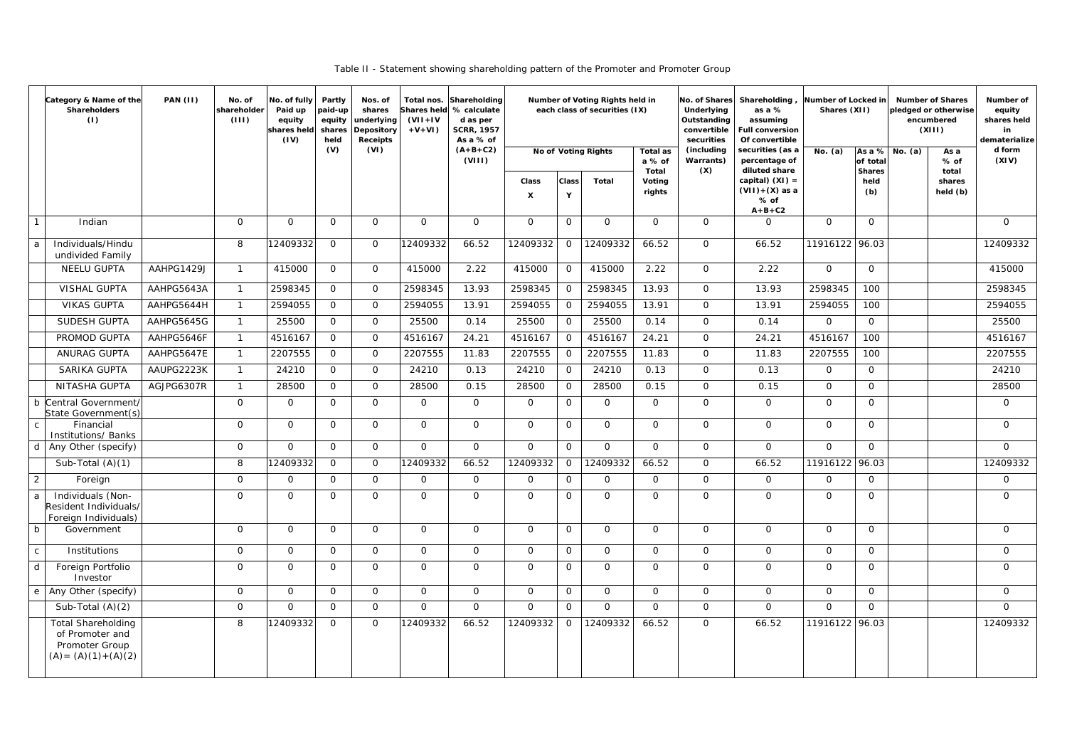Table II - Statement showing shareholding pattern of the Promoter and Promoter Group

| | Category & Name of the Shareholders (I) | PAN (II) | No. of shareholder (III) | No. of fully Paid up equity shares held (IV) | Partly paid-up equity shares held (V) | Nos. of shares underlying Depository Receipts (VI) | Total nos. Shares held (VII+IV +V+VI) | Shareholding % calculate d as per SCRR, 1957 As a % of (A+B+C2) (VIII) | Number of Voting Rights held in each class of securities (IX) | | | | No. of Shares Underlying Outstanding convertible securities (including Warrants) (X) | Shareholding , as a % assuming Full conversion Of convertible securities (as a percentage of diluted share capital) (XI) = (VII)+(X) as a % of A+B+C2 | Number of Locked in Shares (XII) | | Number of Shares pledged or otherwise encumbered (XIII) | | Number of equity shares held in dematerialize d form (XIV) |
|---|---|---|---|---|---|---|---|---|---|---|---|---|---|---|---|---|---|---|---|
| | | | | | | | | | No of Voting Rights | | | Total as a % of Total Voting rights | | | No. (a) | As a % of total Shares held (b) | No. (a) | As a % of total shares held (b) | |
| | | | | | | | | | Class X | Class Y | Total | | | | | | | | |
| 1 | Indian | | 0 | 0 | 0 | 0 | 0 | 0 | 0 | 0 | 0 | 0 | 0 | 0 | 0 | 0 | | | 0 |
| a | Individuals/Hindu undivided Family | | 8 | 12409332 | 0 | 0 | 12409332 | 66.52 | 12409332 | 0 | 12409332 | 66.52 | 0 | 66.52 | 11916122 | 96.03 | | | 12409332 |
| | NEELU GUPTA | AAHPG1429J | 1 | 415000 | 0 | 0 | 415000 | 2.22 | 415000 | 0 | 415000 | 2.22 | 0 | 2.22 | 0 | 0 | | | 415000 |
| | VISHAL GUPTA | AAHPG5643A | 1 | 2598345 | 0 | 0 | 2598345 | 13.93 | 2598345 | 0 | 2598345 | 13.93 | 0 | 13.93 | 2598345 | 100 | | | 2598345 |
| | VIKAS GUPTA | AAHPG5644H | 1 | 2594055 | 0 | 0 | 2594055 | 13.91 | 2594055 | 0 | 2594055 | 13.91 | 0 | 13.91 | 2594055 | 100 | | | 2594055 |
| | SUDESH GUPTA | AAHPG5645G | 1 | 25500 | 0 | 0 | 25500 | 0.14 | 25500 | 0 | 25500 | 0.14 | 0 | 0.14 | 0 | 0 | | | 25500 |
| | PROMOD GUPTA | AAHPG5646F | 1 | 4516167 | 0 | 0 | 4516167 | 24.21 | 4516167 | 0 | 4516167 | 24.21 | 0 | 24.21 | 4516167 | 100 | | | 4516167 |
| | ANURAG GUPTA | AAHPG5647E | 1 | 2207555 | 0 | 0 | 2207555 | 11.83 | 2207555 | 0 | 2207555 | 11.83 | 0 | 11.83 | 2207555 | 100 | | | 2207555 |
| | SARIKA GUPTA | AAUPG2223K | 1 | 24210 | 0 | 0 | 24210 | 0.13 | 24210 | 0 | 24210 | 0.13 | 0 | 0.13 | 0 | 0 | | | 24210 |
| | NITASHA GUPTA | AGJPG6307R | 1 | 28500 | 0 | 0 | 28500 | 0.15 | 28500 | 0 | 28500 | 0.15 | 0 | 0.15 | 0 | 0 | | | 28500 |
| b | Central Government/ State Government(s) | | 0 | 0 | 0 | 0 | 0 | 0 | 0 | 0 | 0 | 0 | 0 | 0 | 0 | 0 | | | 0 |
| c | Financial Institutions/ Banks | | 0 | 0 | 0 | 0 | 0 | 0 | 0 | 0 | 0 | 0 | 0 | 0 | 0 | 0 | | | 0 |
| d | Any Other (specify) | | 0 | 0 | 0 | 0 | 0 | 0 | 0 | 0 | 0 | 0 | 0 | 0 | 0 | 0 | | | 0 |
| | Sub-Total (A)(1) | | 8 | 12409332 | 0 | 0 | 12409332 | 66.52 | 12409332 | 0 | 12409332 | 66.52 | 0 | 66.52 | 11916122 | 96.03 | | | 12409332 |
| 2 | Foreign | | 0 | 0 | 0 | 0 | 0 | 0 | 0 | 0 | 0 | 0 | 0 | 0 | 0 | 0 | | | 0 |
| a | Individuals (Non-Resident Individuals/ Foreign Individuals) | | 0 | 0 | 0 | 0 | 0 | 0 | 0 | 0 | 0 | 0 | 0 | 0 | 0 | 0 | | | 0 |
| b | Government | | 0 | 0 | 0 | 0 | 0 | 0 | 0 | 0 | 0 | 0 | 0 | 0 | 0 | 0 | | | 0 |
| c | Institutions | | 0 | 0 | 0 | 0 | 0 | 0 | 0 | 0 | 0 | 0 | 0 | 0 | 0 | 0 | | | 0 |
| d | Foreign Portfolio Investor | | 0 | 0 | 0 | 0 | 0 | 0 | 0 | 0 | 0 | 0 | 0 | 0 | 0 | 0 | | | 0 |
| e | Any Other (specify) | | 0 | 0 | 0 | 0 | 0 | 0 | 0 | 0 | 0 | 0 | 0 | 0 | 0 | 0 | | | 0 |
| | Sub-Total (A)(2) | | 0 | 0 | 0 | 0 | 0 | 0 | 0 | 0 | 0 | 0 | 0 | 0 | 0 | 0 | | | 0 |
| | Total Shareholding of Promoter and Promoter Group (A)= (A)(1)+(A)(2) | | 8 | 12409332 | 0 | 0 | 12409332 | 66.52 | 12409332 | 0 | 12409332 | 66.52 | 0 | 66.52 | 11916122 | 96.03 | | | 12409332 |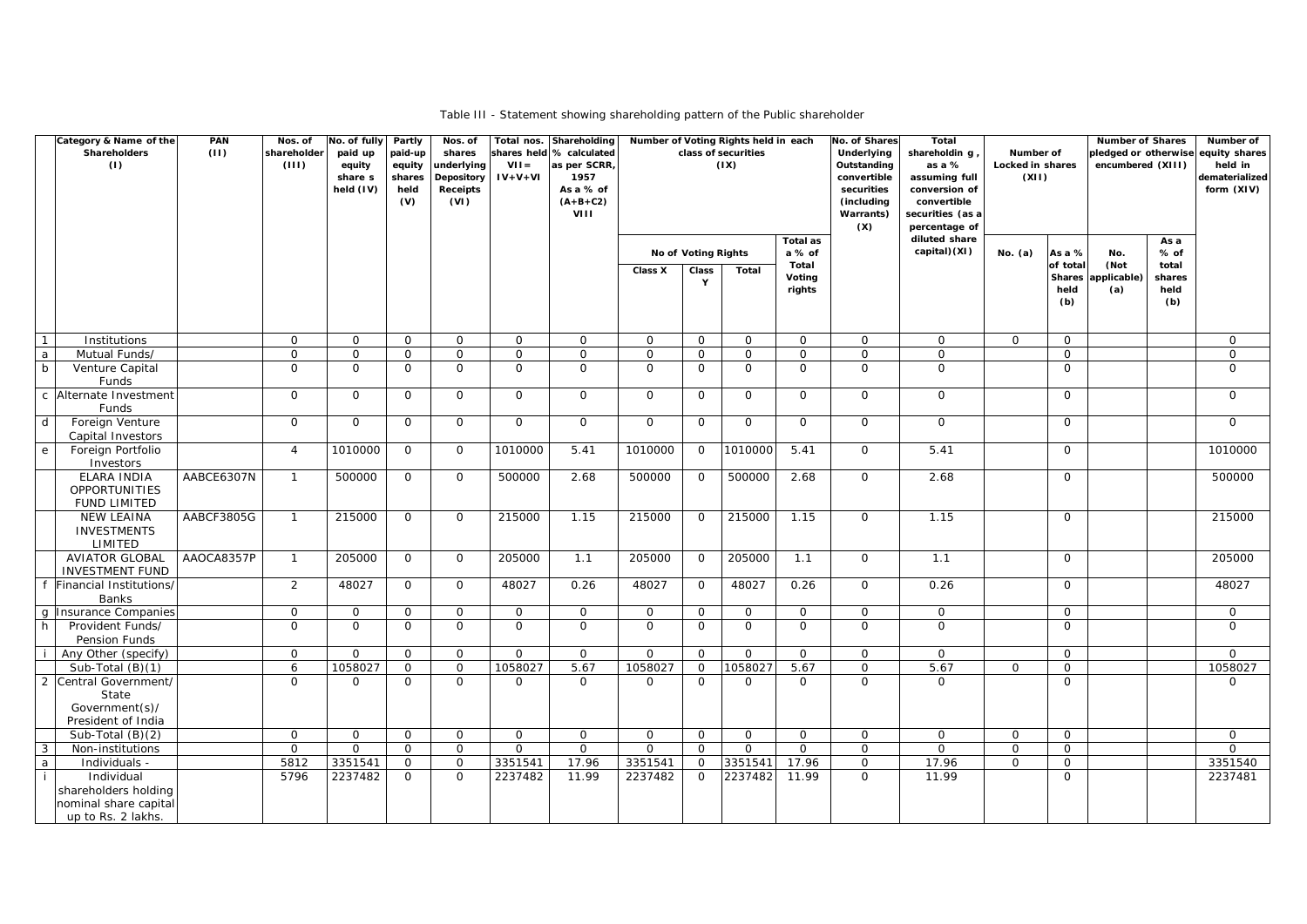Table III - Statement showing shareholding pattern of the Public shareholder

| | Category & Name of the Shareholders (I) | PAN (II) | Nos. of shareholder (III) | No. of fully paid up equity share s held (IV) | Partly paid-up equity shares held (V) | Nos. of shares underlying Depository Receipts (VI) | Total nos. shares held VII = IV+V+VI | Shareholding % calculated as per SCRR, 1957 As a % of (A+B+C2) VIII | Number of Voting Rights held in each class of securities (IX) | | | | No. of Shares Underlying Outstanding convertible securities (including Warrants) (X) | Total shareholdin g , as a % assuming full conversion of convertible securities (as a percentage of diluted share capital)(XI) | Number of Locked in shares (XII) | | Number of Shares pledged or otherwise encumbered (XIII) | | Number of equity shares held in dematerialized form (XIV) |
|---|---|---|---|---|---|---|---|---|---|---|---|---|---|---|---|---|---|---|---|
| | | | | | | | | | No of Voting Rights | | | Total as a % of Total Voting rights | | | No. (a) | As a % of total Shares held (b) | No. (Not applicable) (a) | As a % of total shares held (b) | |
| | | | | | | | | | Class X | Class Y | Total | | | | | | | | |
| 1 | Institutions | | 0 | 0 | 0 | 0 | 0 | 0 | 0 | 0 | 0 | 0 | 0 | 0 | 0 | 0 | | | 0 |
| a | Mutual Funds/ | | 0 | 0 | 0 | 0 | 0 | 0 | 0 | 0 | 0 | 0 | 0 | 0 | | 0 | | | 0 |
| b | Venture Capital Funds | | 0 | 0 | 0 | 0 | 0 | 0 | 0 | 0 | 0 | 0 | 0 | 0 | | 0 | | | 0 |
| c | Alternate Investment Funds | | 0 | 0 | 0 | 0 | 0 | 0 | 0 | 0 | 0 | 0 | 0 | 0 | | 0 | | | 0 |
| d | Foreign Venture Capital Investors | | 0 | 0 | 0 | 0 | 0 | 0 | 0 | 0 | 0 | 0 | 0 | 0 | | 0 | | | 0 |
| e | Foreign Portfolio Investors | | 4 | 1010000 | 0 | 0 | 1010000 | 5.41 | 1010000 | 0 | 1010000 | 5.41 | 0 | 5.41 | | 0 | | | 1010000 |
| | ELARA INDIA OPPORTUNITIES FUND LIMITED | AABCE6307N | 1 | 500000 | 0 | 0 | 500000 | 2.68 | 500000 | 0 | 500000 | 2.68 | 0 | 2.68 | | 0 | | | 500000 |
| | NEW LEAINA INVESTMENTS LIMITED | AABCF3805G | 1 | 215000 | 0 | 0 | 215000 | 1.15 | 215000 | 0 | 215000 | 1.15 | 0 | 1.15 | | 0 | | | 215000 |
| | AVIATOR GLOBAL INVESTMENT FUND | AAOCA8357P | 1 | 205000 | 0 | 0 | 205000 | 1.1 | 205000 | 0 | 205000 | 1.1 | 0 | 1.1 | | 0 | | | 205000 |
| f | Financial Institutions/ Banks | | 2 | 48027 | 0 | 0 | 48027 | 0.26 | 48027 | 0 | 48027 | 0.26 | 0 | 0.26 | | 0 | | | 48027 |
| g | Insurance Companies | | 0 | 0 | 0 | 0 | 0 | 0 | 0 | 0 | 0 | 0 | 0 | 0 | | 0 | | | 0 |
| h | Provident Funds/ Pension Funds | | 0 | 0 | 0 | 0 | 0 | 0 | 0 | 0 | 0 | 0 | 0 | 0 | | 0 | | | 0 |
| i | Any Other (specify) | | 0 | 0 | 0 | 0 | 0 | 0 | 0 | 0 | 0 | 0 | 0 | 0 | | 0 | | | 0 |
| | Sub-Total (B)(1) | | 6 | 1058027 | 0 | 0 | 1058027 | 5.67 | 1058027 | 0 | 1058027 | 5.67 | 0 | 5.67 | 0 | 0 | | | 1058027 |
| 2 | Central Government/ State Government(s)/ President of India | | 0 | 0 | 0 | 0 | 0 | 0 | 0 | 0 | 0 | 0 | 0 | 0 | | 0 | | | 0 |
| | Sub-Total (B)(2) | | 0 | 0 | 0 | 0 | 0 | 0 | 0 | 0 | 0 | 0 | 0 | 0 | 0 | 0 | | | 0 |
| 3 | Non-institutions | | 0 | 0 | 0 | 0 | 0 | 0 | 0 | 0 | 0 | 0 | 0 | 0 | 0 | 0 | | | 0 |
| a | Individuals - | | 5812 | 3351541 | 0 | 0 | 3351541 | 17.96 | 3351541 | 0 | 3351541 | 17.96 | 0 | 17.96 | 0 | 0 | | | 3351540 |
| i | Individual shareholders holding nominal share capital up to Rs. 2 lakhs. | | 5796 | 2237482 | 0 | 0 | 2237482 | 11.99 | 2237482 | 0 | 2237482 | 11.99 | 0 | 11.99 | | 0 | | | 2237481 |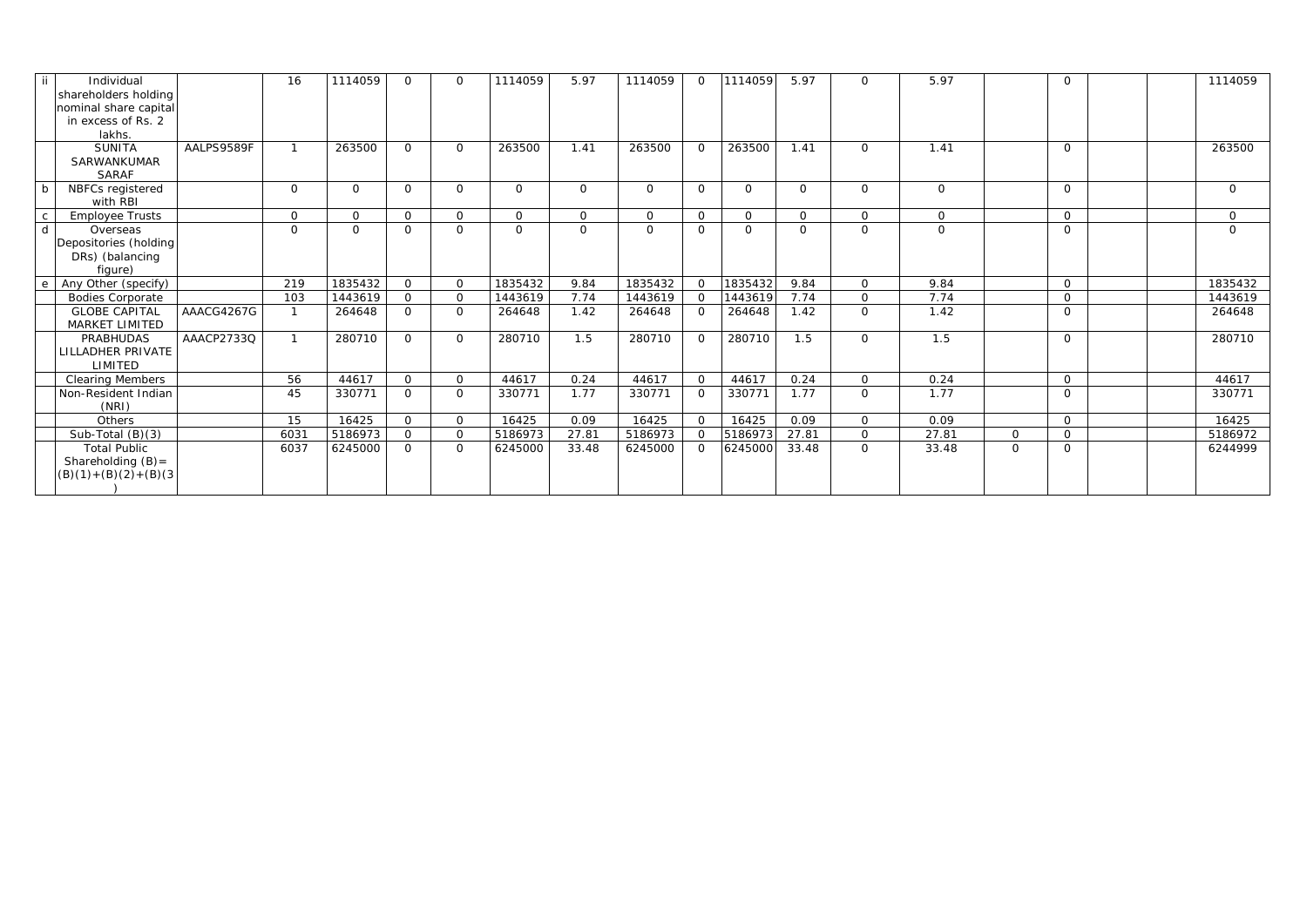| | | | | | | | | | | | | | | | | | | | |
|---|---|---|---|---|---|---|---|---|---|---|---|---|---|---|---|---|---|---|---|
| ii | Individual shareholders holding nominal share capital in excess of Rs. 2 lakhs. | | 16 | 1114059 | 0 | 0 | 1114059 | 5.97 | 1114059 | 0 | 1114059 | 5.97 | 0 | 5.97 | | 0 | | | 1114059 |
| | SUNITA SARWANKUMAR SARAF | AALPS9589F | 1 | 263500 | 0 | 0 | 263500 | 1.41 | 263500 | 0 | 263500 | 1.41 | 0 | 1.41 | | 0 | | | 263500 |
| b | NBFCs registered with RBI | | 0 | 0 | 0 | 0 | 0 | 0 | 0 | 0 | 0 | 0 | 0 | 0 | | 0 | | | 0 |
| c | Employee Trusts | | 0 | 0 | 0 | 0 | 0 | 0 | 0 | 0 | 0 | 0 | 0 | 0 | | 0 | | | 0 |
| d | Overseas Depositories (holding DRs) (balancing figure) | | 0 | 0 | 0 | 0 | 0 | 0 | 0 | 0 | 0 | 0 | 0 | 0 | | 0 | | | 0 |
| e | Any Other (specify) | | 219 | 1835432 | 0 | 0 | 1835432 | 9.84 | 1835432 | 0 | 1835432 | 9.84 | 0 | 9.84 | | 0 | | | 1835432 |
| | Bodies Corporate | | 103 | 1443619 | 0 | 0 | 1443619 | 7.74 | 1443619 | 0 | 1443619 | 7.74 | 0 | 7.74 | | 0 | | | 1443619 |
| | GLOBE CAPITAL MARKET LIMITED | AAACG4267G | 1 | 264648 | 0 | 0 | 264648 | 1.42 | 264648 | 0 | 264648 | 1.42 | 0 | 1.42 | | 0 | | | 264648 |
| | PRABHUDAS LILLADHER PRIVATE LIMITED | AAACP2733Q | 1 | 280710 | 0 | 0 | 280710 | 1.5 | 280710 | 0 | 280710 | 1.5 | 0 | 1.5 | | 0 | | | 280710 |
| | Clearing Members | | 56 | 44617 | 0 | 0 | 44617 | 0.24 | 44617 | 0 | 44617 | 0.24 | 0 | 0.24 | | 0 | | | 44617 |
| | Non-Resident Indian (NRI) | | 45 | 330771 | 0 | 0 | 330771 | 1.77 | 330771 | 0 | 330771 | 1.77 | 0 | 1.77 | | 0 | | | 330771 |
| | Others | | 15 | 16425 | 0 | 0 | 16425 | 0.09 | 16425 | 0 | 16425 | 0.09 | 0 | 0.09 | | 0 | | | 16425 |
| | Sub-Total (B)(3) | | 6031 | 5186973 | 0 | 0 | 5186973 | 27.81 | 5186973 | 0 | 5186973 | 27.81 | 0 | 27.81 | 0 | 0 | | | 5186972 |
| | Total Public Shareholding (B)= (B)(1)+(B)(2)+(B)(3) | | 6037 | 6245000 | 0 | 0 | 6245000 | 33.48 | 6245000 | 0 | 6245000 | 33.48 | 0 | 33.48 | 0 | 0 | | | 6244999 |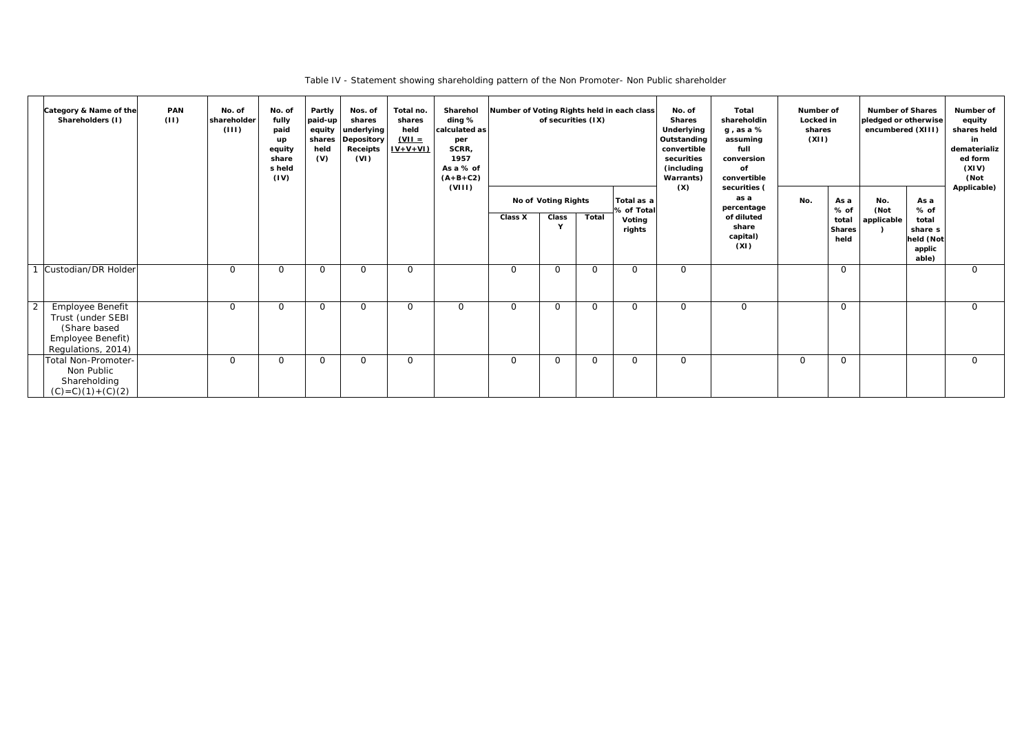Table IV - Statement showing shareholding pattern of the Non Promoter- Non Public shareholder

| | Category & Name of the Shareholders (I) | PAN (II) | No. of shareholder (III) | No. of fully paid up equity share s held (IV) | Partly paid-up equity shares held (V) | Nos. of shares underlying Depository Receipts (VI) | Total no. shares held (VII = IV+V+VI) | Shareholding % calculated as per SCRR, 1957 As a % of (A+B+C2) (VIII) | Number of Voting Rights held in each class of securities (IX) | | | | No. of Shares Underlying Outstanding convertible securities (including Warrants) (X) | Total shareholding , as a % assuming full conversion of convertible securities ( as a percentage of diluted share capital) (XI) | Number of Locked in shares (XII) | | Number of Shares pledged or otherwise encumbered (XIII) | | Number of equity shares held in dematerialized form (XIV) (Not Applicable) |
|---|---|---|---|---|---|---|---|---|---|---|---|---|---|---|---|---|---|---|---|
| | | | | | | | | | No of Voting Rights | | | Total as a % of Total Voting rights | | | No. | As a % of total Shares held | No. (Not applicable ) | As a % of total share s held (Not applicable) | |
| | | | | | | | | | Class X | Class Y | Total | | | | | | | | |
| 1 | Custodian/DR Holder | | 0 | 0 | 0 | 0 | 0 | | 0 | 0 | 0 | 0 | 0 | | | 0 | | | 0 |
| 2 | Employee Benefit Trust (under SEBI (Share based Employee Benefit) Regulations, 2014) | | 0 | 0 | 0 | 0 | 0 | 0 | 0 | 0 | 0 | 0 | 0 | 0 | | 0 | | | 0 |
| | Total Non-Promoter- Non Public Shareholding (C)=C)(1)+(C)(2) | | 0 | 0 | 0 | 0 | 0 | | 0 | 0 | 0 | 0 | 0 | | 0 | 0 | | | 0 |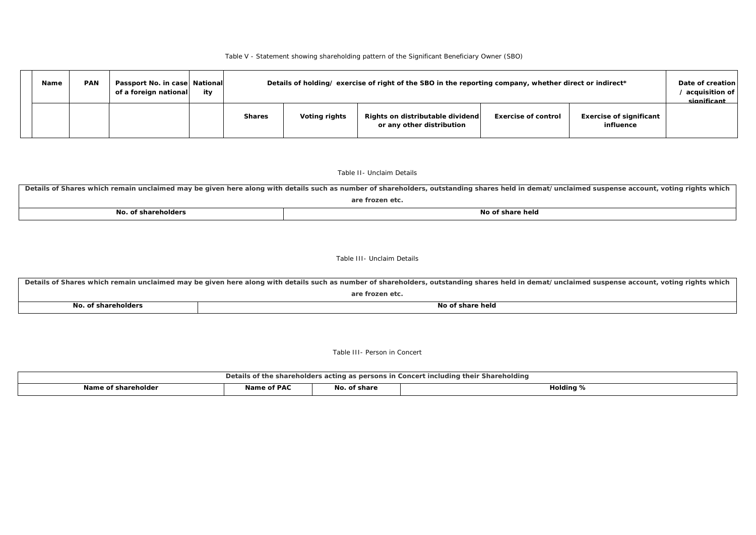Table V - Statement showing shareholding pattern of the Significant Beneficiary Owner (SBO)

| | Name | PAN | Passport No. in case of a foreign national | Nationality | Details of holding/ exercise of right of the SBO in the reporting company, whether direct or indirect* | | | | | Date of creation / acquisition of significant |
|---|---|---|---|---|---|---|---|---|---|---|
| | | | | | Shares | Voting rights | Rights on distributable dividend or any other distribution | Exercise of control | Exercise of significant influence | |

Table II- Unclaim Details

| Details of Shares which remain unclaimed may be given here along with details such as number of shareholders, outstanding shares held in demat/unclaimed suspense account, voting rights which are frozen etc. | |
|---|---|
| No. of shareholders | No of share held |

Table III- Unclaim Details

| Details of Shares which remain unclaimed may be given here along with details such as number of shareholders, outstanding shares held in demat/unclaimed suspense account, voting rights which are frozen etc. | |
|---|---|
| No. of shareholders | No of share held |

Table III- Person in Concert

| Details of the shareholders acting as persons in Concert including their Shareholding | | | |
|---|---|---|---|
| Name of shareholder | Name of PAC | No. of share | Holding % |